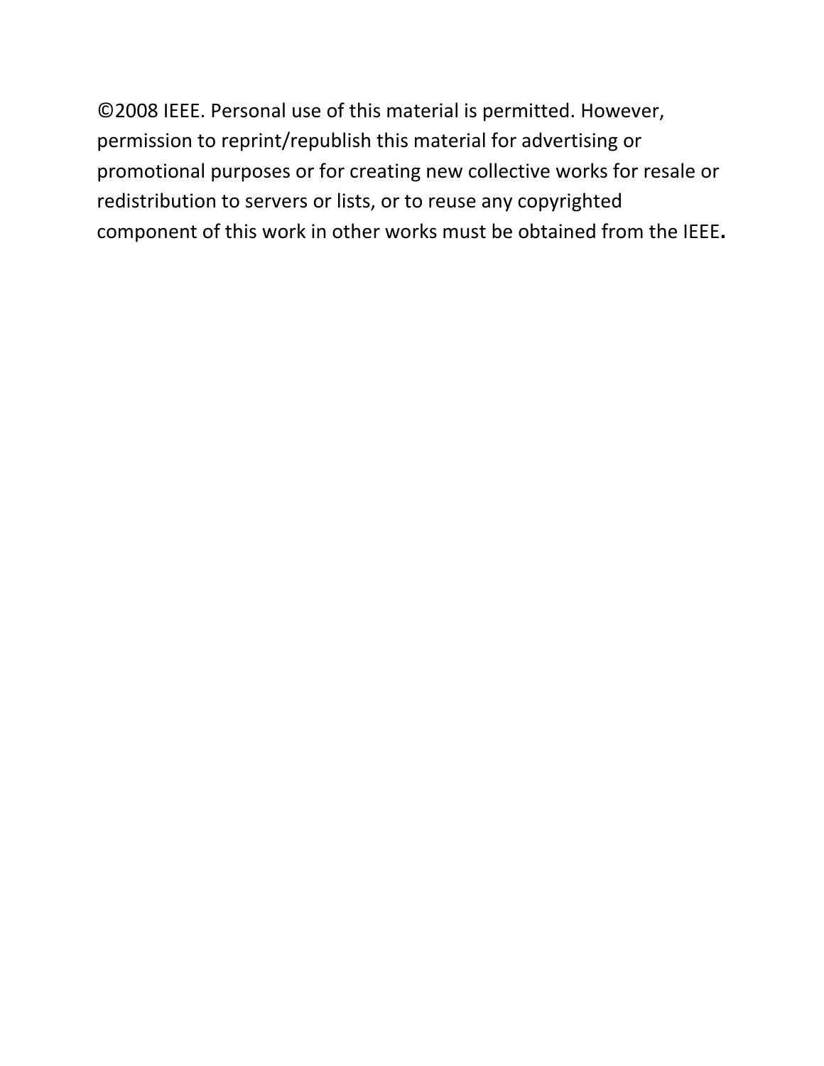©2008 IEEE. Personal use of this material is permitted. However, permission to reprint/republish this material for advertising or promotional purposes or for creating new collective works for resale or redistribution to servers or lists, or to reuse any copyrighted component of this work in other works must be obtained from the IEEE.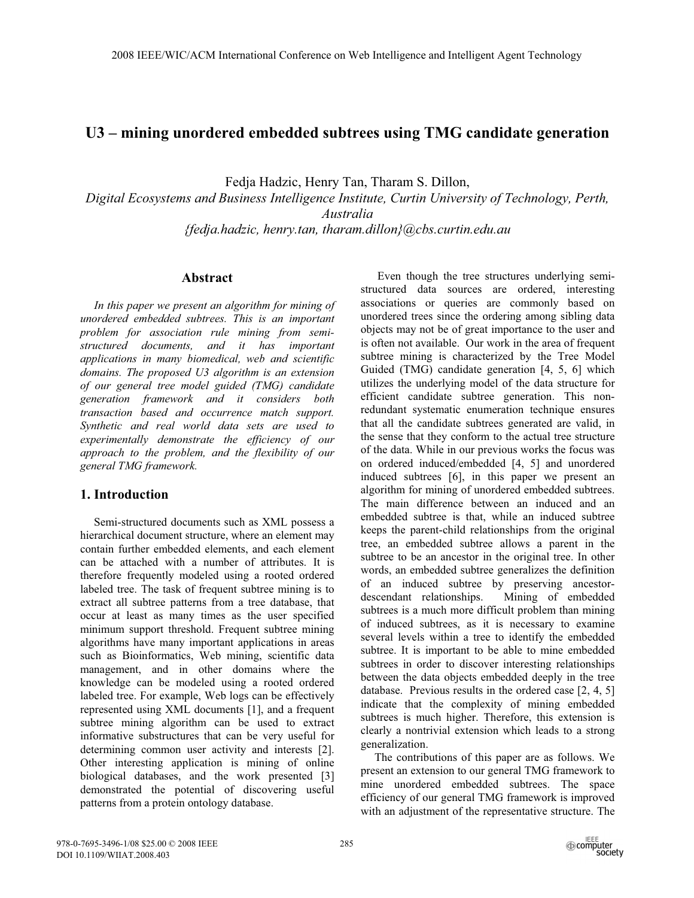# U3 – mining unordered embedded subtrees using TMG candidate generation

Fedja Hadzic, Henry Tan, Tharam S. Dillon,

*Digital Ecosystems and Business Intelligence Institute, Curtin University of Technology, Perth, Australia*

*{fedja.hadzic, henry.tan, tharam.dillon}@cbs.curtin.edu.au*

## Abstract

*In this paper we present an algorithm for mining of unordered embedded subtrees. This is an important problem for association rule mining from semi-structured documents, and it has important applications in many biomedical, web and scientific domains. The proposed U3 algorithm is an extension of our general tree model guided (TMG) candidate generation framework and it considers both transaction based and occurrence match support. Synthetic and real world data sets are used to experimentally demonstrate the efficiency of our approach to the problem, and the flexibility of our general TMG framework.*

## 1. Introduction

Semi-structured documents such as XML possess a hierarchical document structure, where an element may contain further embedded elements, and each element can be attached with a number of attributes. It is therefore frequently modeled using a rooted ordered labeled tree. The task of frequent subtree mining is to extract all subtree patterns from a tree database, that occur at least as many times as the user specified minimum support threshold. Frequent subtree mining algorithms have many important applications in areas such as Bioinformatics, Web mining, scientific data management, and in other domains where the knowledge can be modeled using a rooted ordered labeled tree. For example, Web logs can be effectively represented using XML documents [1], and a frequent subtree mining algorithm can be used to extract informative substructures that can be very useful for determining common user activity and interests [2]. Other interesting application is mining of online biological databases, and the work presented [3] demonstrated the potential of discovering useful patterns from a protein ontology database.

Even though the tree structures underlying semi-structured data sources are ordered, interesting associations or queries are commonly based on unordered trees since the ordering among sibling data objects may not be of great importance to the user and is often not available. Our work in the area of frequent subtree mining is characterized by the Tree Model Guided (TMG) candidate generation [4, 5, 6] which utilizes the underlying model of the data structure for efficient candidate subtree generation. This non-redundant systematic enumeration technique ensures that all the candidate subtrees generated are valid, in the sense that they conform to the actual tree structure of the data. While in our previous works the focus was on ordered induced/embedded [4, 5] and unordered induced subtrees [6], in this paper we present an algorithm for mining of unordered embedded subtrees. The main difference between an induced and an embedded subtree is that, while an induced subtree keeps the parent-child relationships from the original tree, an embedded subtree allows a parent in the subtree to be an ancestor in the original tree. In other words, an embedded subtree generalizes the definition of an induced subtree by preserving ancestor-descendant relationships. Mining of embedded subtrees is a much more difficult problem than mining of induced subtrees, as it is necessary to examine several levels within a tree to identify the embedded subtree. It is important to be able to mine embedded subtrees in order to discover interesting relationships between the data objects embedded deeply in the tree database. Previous results in the ordered case [2, 4, 5] indicate that the complexity of mining embedded subtrees is much higher. Therefore, this extension is clearly a nontrivial extension which leads to a strong generalization.

The contributions of this paper are as follows. We present an extension to our general TMG framework to mine unordered embedded subtrees. The space efficiency of our general TMG framework is improved with an adjustment of the representative structure. The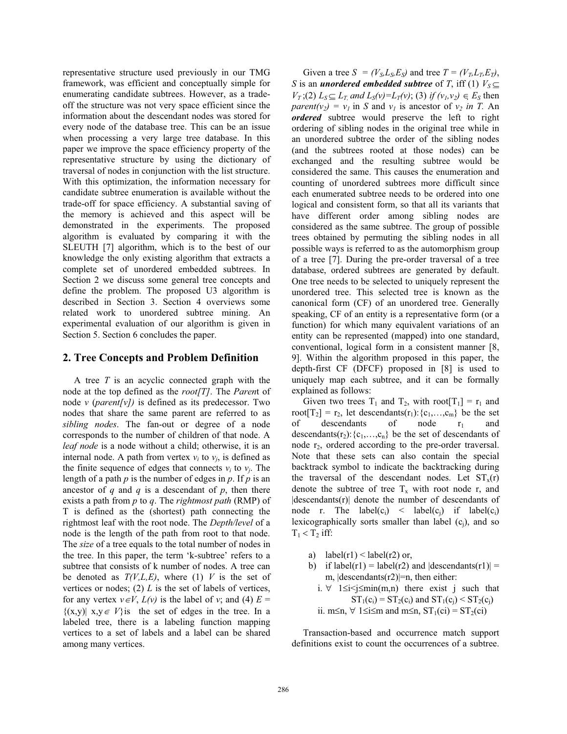representative structure used previously in our TMG framework, was efficient and conceptually simple for enumerating candidate subtrees. However, as a trade-off the structure was not very space efficient since the information about the descendant nodes was stored for every node of the database tree. This can be an issue when processing a very large tree database. In this paper we improve the space efficiency property of the representative structure by using the dictionary of traversal of nodes in conjunction with the list structure. With this optimization, the information necessary for candidate subtree enumeration is available without the trade-off for space efficiency. A substantial saving of the memory is achieved and this aspect will be demonstrated in the experiments. The proposed algorithm is evaluated by comparing it with the SLEUTH [7] algorithm, which is to the best of our knowledge the only existing algorithm that extracts a complete set of unordered embedded subtrees. In Section 2 we discuss some general tree concepts and define the problem. The proposed U3 algorithm is described in Section 3. Section 4 overviews some related work to unordered subtree mining. An experimental evaluation of our algorithm is given in Section 5. Section 6 concludes the paper.

## 2. Tree Concepts and Problem Definition

A tree $T$ is an acyclic connected graph with the node at the top defined as the *root[T]*. The *Parent* of node $v$ (*parent[v]*) is defined as its predecessor. Two nodes that share the same parent are referred to as *sibling nodes*. The fan-out or degree of a node corresponds to the number of children of that node. A *leaf node* is a node without a child; otherwise, it is an internal node. A path from vertex $v_i$ to $v_j$, is defined as the finite sequence of edges that connects $v_i$ to $v_j$. The length of a path $p$ is the number of edges in $p$. If $p$ is an ancestor of $q$ and $q$ is a descendant of $p$, then there exists a path from $p$ to $q$. The *rightmost path* (RMP) of T is defined as the (shortest) path connecting the rightmost leaf with the root node. The *Depth/level* of a node is the length of the path from root to that node. The *size* of a tree equals to the total number of nodes in the tree. In this paper, the term 'k-subtree' refers to a subtree that consists of k number of nodes. A tree can be denoted as $T(V,L,E)$, where (1) $V$ is the set of vertices or nodes; (2) $L$ is the set of labels of vertices, for any vertex $v \in V$, $L(v)$ is the label of v; and (4) $E = \{(x,y) |\ x,y \in V\}$ is the set of edges in the tree. In a labeled tree, there is a labeling function mapping vertices to a set of labels and a label can be shared among many vertices.

Given a tree $S = (V_S,L_S,E_S)$ and tree $T = (V_T,L_T,E_T)$, S is an ***unordered embedded subtree*** of T, iff (1) $V_S \subseteq V_T$; (2) $L_S \subseteq L_T$ and $L_S(v)=L_T(v)$; (3) if $(v_1,v_2) \in E_S$ then $parent(v_2) = v_1$ in S and $v_1$ is ancestor of $v_2$ in T. An ***ordered*** subtree would preserve the left to right ordering of sibling nodes in the original tree while in an unordered subtree the order of the sibling nodes (and the subtrees rooted at those nodes) can be exchanged and the resulting subtree would be considered the same. This causes the enumeration and counting of unordered subtrees more difficult since each enumerated subtree needs to be ordered into one logical and consistent form, so that all its variants that have different order among sibling nodes are considered as the same subtree. The group of possible trees obtained by permuting the sibling nodes in all possible ways is referred to as the automorphism group of a tree [7]. During the pre-order traversal of a tree database, ordered subtrees are generated by default. One tree needs to be selected to uniquely represent the unordered tree. This selected tree is known as the canonical form (CF) of an unordered tree. Generally speaking, CF of an entity is a representative form (or a function) for which many equivalent variations of an entity can be represented (mapped) into one standard, conventional, logical form in a consistent manner [8, 9]. Within the algorithm proposed in this paper, the depth-first CF (DFCF) proposed in [8] is used to uniquely map each subtree, and it can be formally explained as follows:

Given two trees $T_1$ and $T_2$, with root[$T_1$] = $r_1$ and root[$T_2$] = $r_2$, let descendants($r_1$):{$c_1,\ldots,c_m$} be the set of descendants of node $r_1$ and descendants($r_2$):{$c_1,\ldots,c_n$} be the set of descendants of node $r_2$, ordered according to the pre-order traversal. Note that these sets can also contain the special backtrack symbol to indicate the backtracking during the traversal of the descendant nodes. Let $ST_x(r)$ denote the subtree of tree $T_x$ with root node r, and |descendants(r)| denote the number of descendants of node r. The label($c_i$) < label($c_j$) if label($c_i$) lexicographically sorts smaller than label ($c_j$), and so $T_1 < T_2$ iff:

a) label(r1) < label(r2) or,
b) if label(r1) = label(r2) and |descendants(r1)| = m, |descendants(r2)|=n, then either:
   i. $\forall$ $1 \leq i < j \leq \min(m,n)$ there exist j such that $ST_1(c_i) = ST_2(c_i)$ and $ST_1(c_j) < ST_2(c_j)$
   ii. $m \leq n$, $\forall$ $1 \leq i \leq m$ and $m \leq n$, $ST_1(ci) = ST_2(ci)$

Transaction-based and occurrence match support definitions exist to count the occurrences of a subtree.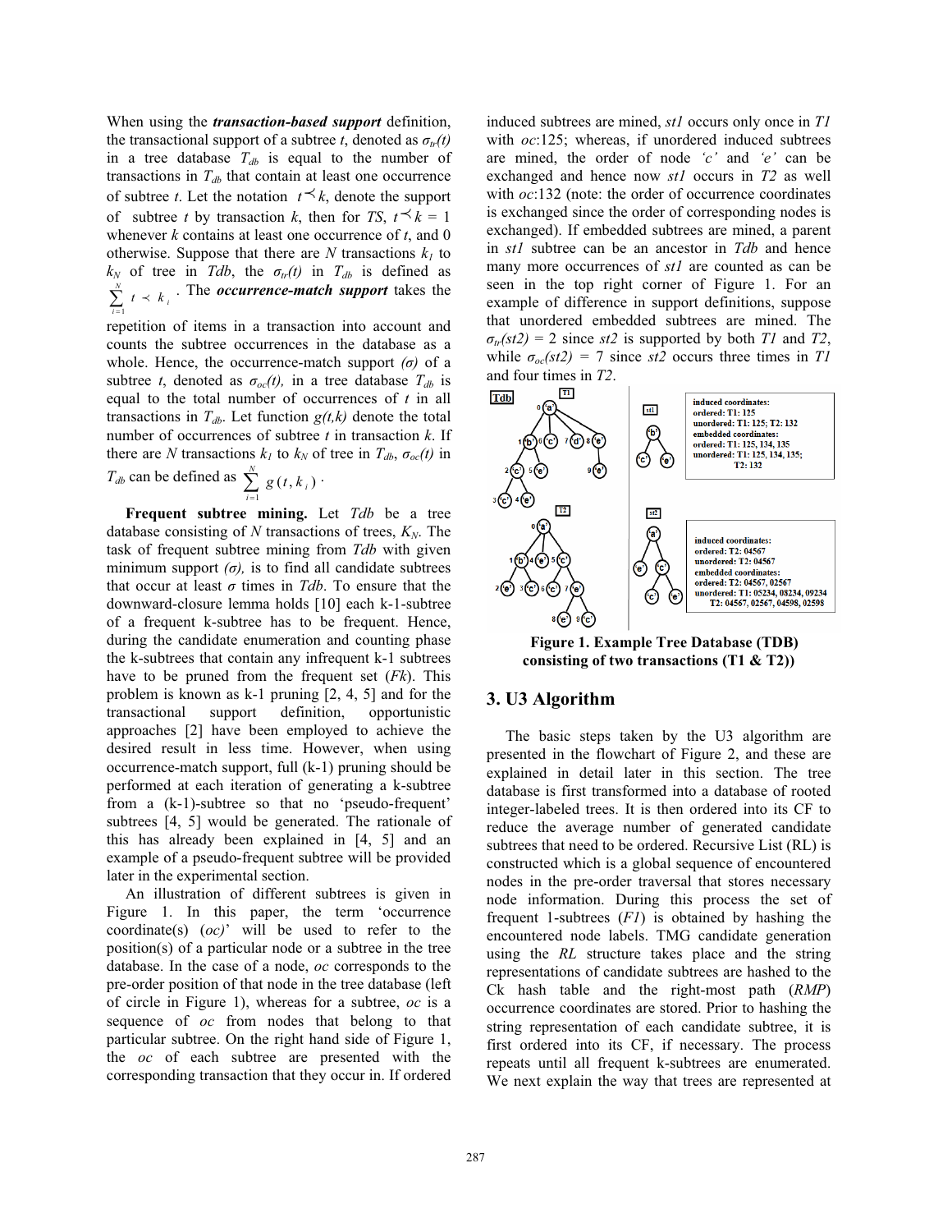When using the ***transaction-based support*** definition, the transactional support of a subtree $t$, denoted as $\sigma_{tr}(t)$ in a tree database $T_{db}$ is equal to the number of transactions in $T_{db}$ that contain at least one occurrence of subtree $t$. Let the notation $t \prec k$, denote the support of subtree $t$ by transaction $k$, then for $TS$, $t \prec k = 1$ whenever $k$ contains at least one occurrence of $t$, and 0 otherwise. Suppose that there are $N$ transactions $k_1$ to $k_N$ of tree in $Tdb$, the $\sigma_{tr}(t)$ in $T_{db}$ is defined as $\sum_{i=1}^{N} t \prec k_i$. The ***occurrence-match support*** takes the repetition of items in a transaction into account and counts the subtree occurrences in the database as a whole. Hence, the occurrence-match support $(\sigma)$ of a subtree $t$, denoted as $\sigma_{oc}(t)$, in a tree database $T_{db}$ is equal to the total number of occurrences of $t$ in all transactions in $T_{db}$. Let function $g(t,k)$ denote the total number of occurrences of subtree $t$ in transaction $k$. If there are $N$ transactions $k_1$ to $k_N$ of tree in $T_{db}$, $\sigma_{oc}(t)$ in $T_{db}$ can be defined as $\sum_{i=1}^{N} g(t, k_i)$.

**Frequent subtree mining.** Let $Tdb$ be a tree database consisting of $N$ transactions of trees, $K_N$. The task of frequent subtree mining from $Tdb$ with given minimum support $(\sigma)$, is to find all candidate subtrees that occur at least $\sigma$ times in $Tdb$. To ensure that the downward-closure lemma holds [10] each k-1-subtree of a frequent k-subtree has to be frequent. Hence, during the candidate enumeration and counting phase the k-subtrees that contain any infrequent k-1 subtrees have to be pruned from the frequent set ($Fk$). This problem is known as k-1 pruning [2, 4, 5] and for the transactional support definition, opportunistic approaches [2] have been employed to achieve the desired result in less time. However, when using occurrence-match support, full (k-1) pruning should be performed at each iteration of generating a k-subtree from a (k-1)-subtree so that no 'pseudo-frequent' subtrees [4, 5] would be generated. The rationale of this has already been explained in [4, 5] and an example of a pseudo-frequent subtree will be provided later in the experimental section.

An illustration of different subtrees is given in Figure 1. In this paper, the term 'occurrence coordinate(s) (*oc*)' will be used to refer to the position(s) of a particular node or a subtree in the tree database. In the case of a node, *oc* corresponds to the pre-order position of that node in the tree database (left of circle in Figure 1), whereas for a subtree, *oc* is a sequence of *oc* from nodes that belong to that particular subtree. On the right hand side of Figure 1, the *oc* of each subtree are presented with the corresponding transaction that they occur in. If ordered induced subtrees are mined, *st1* occurs only once in *T1* with *oc*:125; whereas, if unordered induced subtrees are mined, the order of node *'c'* and *'e'* can be exchanged and hence now *st1* occurs in *T2* as well with *oc*:132 (note: the order of occurrence coordinates is exchanged since the order of corresponding nodes is exchanged). If embedded subtrees are mined, a parent in *st1* subtree can be an ancestor in *Tdb* and hence many more occurrences of *st1* are counted as can be seen in the top right corner of Figure 1. For an example of difference in support definitions, suppose that unordered embedded subtrees are mined. The $\sigma_{tr}(st2) = 2$ since *st2* is supported by both *T1* and *T2*, while $\sigma_{oc}(st2) = 7$ since *st2* occurs three times in *T1* and four times in *T2*.

**Figure 1. Example Tree Database (TDB) consisting of two transactions (T1 & T2))**

## 3. U3 Algorithm

The basic steps taken by the U3 algorithm are presented in the flowchart of Figure 2, and these are explained in detail later in this section. The tree database is first transformed into a database of rooted integer-labeled trees. It is then ordered into its CF to reduce the average number of generated candidate subtrees that need to be ordered. Recursive List (RL) is constructed which is a global sequence of encountered nodes in the pre-order traversal that stores necessary node information. During this process the set of frequent 1-subtrees ($F1$) is obtained by hashing the encountered node labels. TMG candidate generation using the *RL* structure takes place and the string representations of candidate subtrees are hashed to the Ck hash table and the right-most path (*RMP*) occurrence coordinates are stored. Prior to hashing the string representation of each candidate subtree, it is first ordered into its CF, if necessary. The process repeats until all frequent k-subtrees are enumerated. We next explain the way that trees are represented at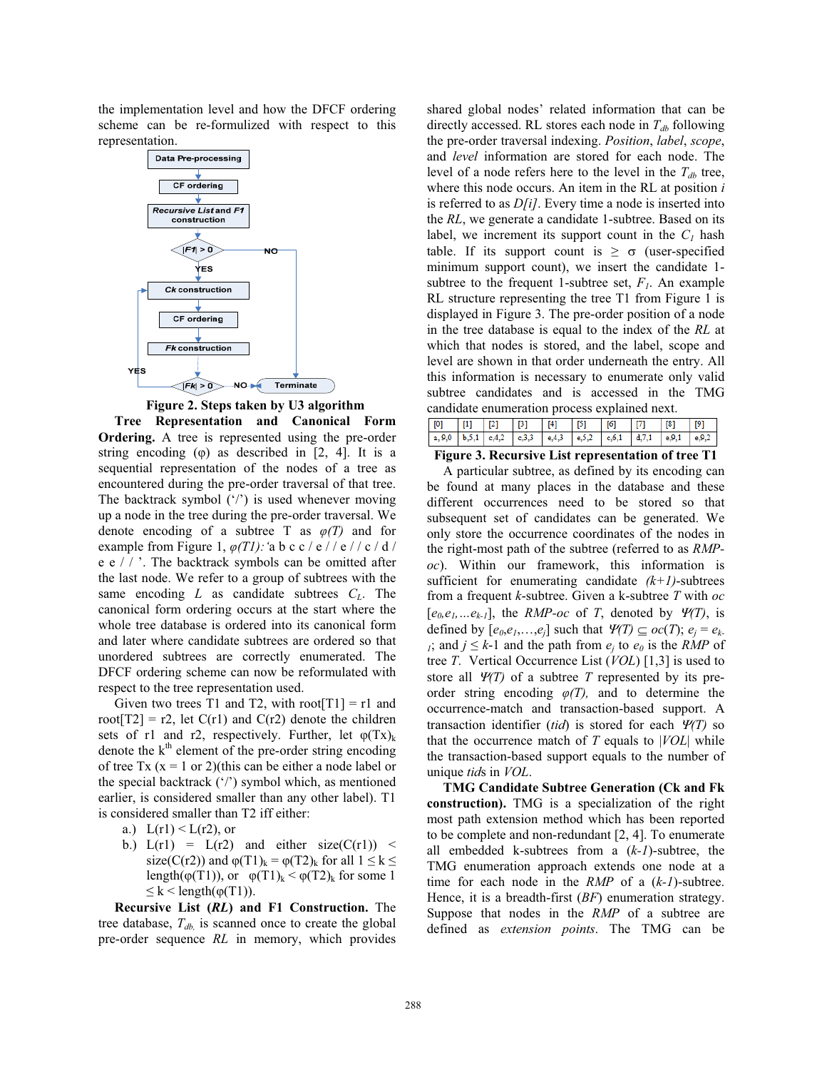the implementation level and how the DFCF ordering scheme can be re-formulized with respect to this representation.

Figure 2. Steps taken by U3 algorithm

**Tree Representation and Canonical Form Ordering.** A tree is represented using the pre-order string encoding (φ) as described in [2, 4]. It is a sequential representation of the nodes of a tree as encountered during the pre-order traversal of that tree. The backtrack symbol (‘/’) is used whenever moving up a node in the tree during the pre-order traversal. We denote encoding of a subtree T as *φ(T)* and for example from Figure 1, *φ(T1):*‘a b c c / e / / e / / c / d / e e / / ’. The backtrack symbols can be omitted after the last node. We refer to a group of subtrees with the same encoding *L* as candidate subtrees $C_L$. The canonical form ordering occurs at the start where the whole tree database is ordered into its canonical form and later where candidate subtrees are ordered so that unordered subtrees are correctly enumerated. The DFCF ordering scheme can now be reformulated with respect to the tree representation used.

Given two trees T1 and T2, with root[T1] = r1 and root[T2] = r2, let C(r1) and C(r2) denote the children sets of r1 and r2, respectively. Further, let $\varphi(Tx)_k$ denote the $k^{th}$ element of the pre-order string encoding of tree Tx (x = 1 or 2)(this can be either a node label or the special backtrack (‘/’) symbol which, as mentioned earlier, is considered smaller than any other label). T1 is considered smaller than T2 iff either:

a.) L(r1) < L(r2), or
b.) L(r1) = L(r2) and either size(C(r1)) < size(C(r2)) and $\varphi(T1)_k = \varphi(T2)_k$ for all $1 \leq k \leq$ length(φ(T1)), or $\varphi(T1)_k < \varphi(T2)_k$ for some $1 \leq k <$ length(φ(T1)).

**Recursive List (*RL*) and F1 Construction.** The tree database, $T_{db}$, is scanned once to create the global pre-order sequence *RL* in memory, which provides shared global nodes’ related information that can be directly accessed. RL stores each node in $T_{db}$ following the pre-order traversal indexing. *Position*, *label*, *scope*, and *level* information are stored for each node. The level of a node refers here to the level in the $T_{db}$ tree, where this node occurs. An item in the RL at position *i* is referred to as *D[i]*. Every time a node is inserted into the *RL*, we generate a candidate 1-subtree. Based on its label, we increment its support count in the $C_1$ hash table. If its support count is ≥ σ (user-specified minimum support count), we insert the candidate 1-subtree to the frequent 1-subtree set, $F_1$. An example RL structure representing the tree T1 from Figure 1 is displayed in Figure 3. The pre-order position of a node in the tree database is equal to the index of the *RL* at which that nodes is stored, and the label, scope and level are shown in that order underneath the entry. All this information is necessary to enumerate only valid subtree candidates and is accessed in the TMG candidate enumeration process explained next.

| [0] | [1] | [2] | [3] | [4] | [5] | [6] | [7] | [8] | [9] |
|---|---|---|---|---|---|---|---|---|---|
| a,9,0 | b,5,1 | c,4,2 | c,3,3 | e,4,3 | e,5,2 | c,6,1 | d,7,1 | e,9,1 | e,9,2 |

**Figure 3. Recursive List representation of tree T1**

A particular subtree, as defined by its encoding can be found at many places in the database and these different occurrences need to be stored so that subsequent set of candidates can be generated. We only store the occurrence coordinates of the nodes in the right-most path of the subtree (referred to as *RMP-oc*). Within our framework, this information is sufficient for enumerating candidate *(k+1)*-subtrees from a frequent *k*-subtree. Given a k-subtree *T* with *oc* $[e_0, e_1, \ldots e_{k-1}]$, the *RMP-oc* of *T*, denoted by *Ψ(T)*, is defined by $[e_0, e_1, \ldots, e_j]$ such that $\Psi(T) \subseteq oc(T)$; $e_j = e_{k-1}$; and $j \leq k$-1 and the path from $e_j$ to $e_0$ is the *RMP* of tree *T*. Vertical Occurrence List (*VOL*) [1,3] is used to store all *Ψ(T)* of a subtree *T* represented by its pre-order string encoding *φ(T),* and to determine the occurrence-match and transaction-based support. A transaction identifier (*tid*) is stored for each *Ψ(T)* so that the occurrence match of *T* equals to |*VOL*| while the transaction-based support equals to the number of unique *tid*s in *VOL*.

**TMG Candidate Subtree Generation (Ck and Fk construction).** TMG is a specialization of the right most path extension method which has been reported to be complete and non-redundant [2, 4]. To enumerate all embedded k-subtrees from a (*k-1*)-subtree, the TMG enumeration approach extends one node at a time for each node in the *RMP* of a (*k-1*)-subtree. Hence, it is a breadth-first (*BF*) enumeration strategy. Suppose that nodes in the *RMP* of a subtree are defined as *extension points*. The TMG can be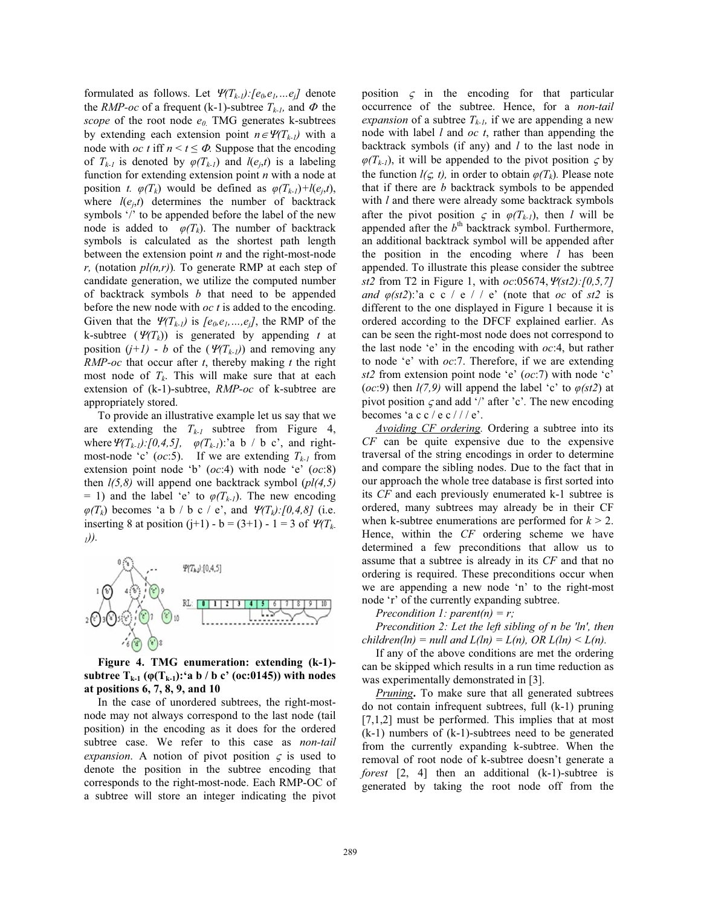formulated as follows. Let $\Psi(T_{k-1})$:$[e_0,e_1,...e_j]$ denote the *RMP-oc* of a frequent (k-1)-subtree $T_{k-1}$, and $\Phi$ the *scope* of the root node $e_0$. TMG generates k-subtrees by extending each extension point $n \in \Psi(T_{k-1})$ with a node with *oc t* iff $n < t \leq \Phi$. Suppose that the encoding of $T_{k-1}$ is denoted by $\varphi(T_{k-1})$ and $l(e_j,t)$ is a labeling function for extending extension point *n* with a node at position *t*. $\varphi(T_k)$ would be defined as $\varphi(T_{k-1})+l(e_j,t)$, where $l(e_j,t)$ determines the number of backtrack symbols '/' to be appended before the label of the new node is added to $\varphi(T_k)$. The number of backtrack symbols is calculated as the shortest path length between the extension point *n* and the right-most-node *r*, (notation *pl(n,r)*). To generate RMP at each step of candidate generation, we utilize the computed number of backtrack symbols *b* that need to be appended before the new node with *oc t* is added to the encoding. Given that the $\Psi(T_{k-1})$ is $[e_0,e_1,...,e_j]$, the RMP of the k-subtree ($\Psi(T_k)$) is generated by appending *t* at position $(j+1)$ - *b* of the ($\Psi(T_{k-1})$) and removing any *RMP-oc* that occur after *t*, thereby making *t* the right most node of $T_k$. This will make sure that at each extension of (k-1)-subtree, *RMP-oc* of k-subtree are appropriately stored.

To provide an illustrative example let us say that we are extending the $T_{k-1}$ subtree from Figure 4, where $\Psi(T_{k-1})$:$[0,4,5]$, $\varphi(T_{k-1})$:'a b / b c', and right-most-node 'c' (*oc*:5). If we are extending $T_{k-1}$ from extension point node 'b' (*oc*:4) with node 'e' (*oc*:8) then *l(5,8)* will append one backtrack symbol (*pl(4,5)* = 1) and the label 'e' to $\varphi(T_{k-1})$. The new encoding $\varphi(T_k)$ becomes 'a b / b c / e', and $\Psi(T_k)$:$[0,4,8]$ (i.e. inserting 8 at position (j+1) - b = (3+1) - 1 = 3 of $\Psi(T_{k-1})$).

**Figure 4. TMG enumeration: extending (k-1)-subtree $T_{k-1}$ ($\varphi(T_{k-1})$:'a b / b c' (oc:0145)) with nodes at positions 6, 7, 8, 9, and 10**

In the case of unordered subtrees, the right-most-node may not always correspond to the last node (tail position) in the encoding as it does for the ordered subtree case. We refer to this case as *non-tail expansion*. A notion of pivot position $\varsigma$ is used to denote the position in the subtree encoding that corresponds to the right-most-node. Each RMP-OC of a subtree will store an integer indicating the pivot position $\varsigma$ in the encoding for that particular occurrence of the subtree. Hence, for a *non-tail expansion* of a subtree $T_{k-1}$, if we are appending a new node with label *l* and *oc t*, rather than appending the backtrack symbols (if any) and *l* to the last node in $\varphi(T_{k-1})$, it will be appended to the pivot position $\varsigma$ by the function $l(\varsigma, t)$, in order to obtain $\varphi(T_k)$. Please note that if there are *b* backtrack symbols to be appended with *l* and there were already some backtrack symbols after the pivot position $\varsigma$ in $\varphi(T_{k-1})$, then *l* will be appended after the $b^{th}$ backtrack symbol. Furthermore, an additional backtrack symbol will be appended after the position in the encoding where *l* has been appended. To illustrate this please consider the subtree *st2* from T2 in Figure 1, with *oc*:05674, $\Psi(st2)$:$[0,5,7]$ *and* $\varphi(st2)$:'a c c / e / / e' (note that *oc* of *st2* is different to the one displayed in Figure 1 because it is ordered according to the DFCF explained earlier. As can be seen the right-most node does not correspond to the last node 'e' in the encoding with *oc*:4, but rather to node 'e' with *oc*:7. Therefore, if we are extending *st2* from extension point node 'e' (*oc*:7) with node 'c' (*oc*:9) then *l(7,9)* will append the label 'c' to $\varphi(st2)$ at pivot position $\varsigma$ and add '/' after 'c'. The new encoding becomes 'a c c / e c / / / e'.

*Avoiding CF ordering.* Ordering a subtree into its *CF* can be quite expensive due to the expensive traversal of the string encodings in order to determine and compare the sibling nodes. Due to the fact that in our approach the whole tree database is first sorted into its *CF* and each previously enumerated k-1 subtree is ordered, many subtrees may already be in their CF when k-subtree enumerations are performed for *k* > 2. Hence, within the *CF* ordering scheme we have determined a few preconditions that allow us to assume that a subtree is already in its *CF* and that no ordering is required. These preconditions occur when we are appending a new node 'n' to the right-most node 'r' of the currently expanding subtree.

*Precondition 1: parent(n) = r;*

*Precondition 2: Let the left sibling of n be 'ln', then children(ln) = null and L(ln) = L(n), OR L(ln) < L(n).*

If any of the above conditions are met the ordering can be skipped which results in a run time reduction as was experimentally demonstrated in [3].

*Pruning***.** To make sure that all generated subtrees do not contain infrequent subtrees, full (k-1) pruning [7,1,2] must be performed. This implies that at most (k-1) numbers of (k-1)-subtrees need to be generated from the currently expanding k-subtree. When the removal of root node of k-subtree doesn't generate a *forest* [2, 4] then an additional (k-1)-subtree is generated by taking the root node off from the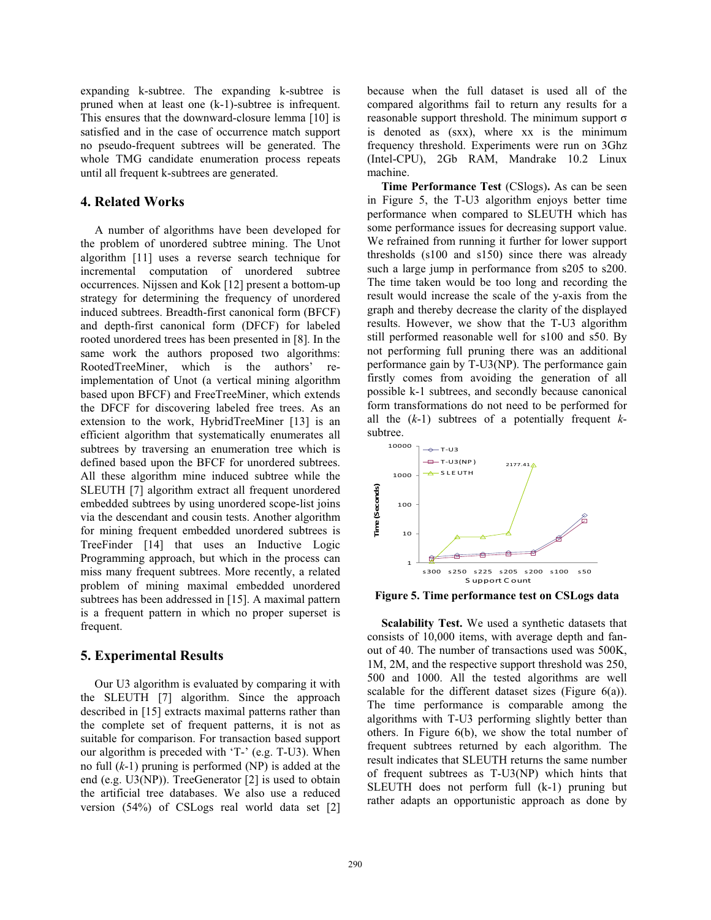expanding k-subtree. The expanding k-subtree is pruned when at least one (k-1)-subtree is infrequent. This ensures that the downward-closure lemma [10] is satisfied and in the case of occurrence match support no pseudo-frequent subtrees will be generated. The whole TMG candidate enumeration process repeats until all frequent k-subtrees are generated.

## 4. Related Works

A number of algorithms have been developed for the problem of unordered subtree mining. The Unot algorithm [11] uses a reverse search technique for incremental computation of unordered subtree occurrences. Nijssen and Kok [12] present a bottom-up strategy for determining the frequency of unordered induced subtrees. Breadth-first canonical form (BFCF) and depth-first canonical form (DFCF) for labeled rooted unordered trees has been presented in [8]. In the same work the authors proposed two algorithms: RootedTreeMiner, which is the authors' re-implementation of Unot (a vertical mining algorithm based upon BFCF) and FreeTreeMiner, which extends the DFCF for discovering labeled free trees. As an extension to the work, HybridTreeMiner [13] is an efficient algorithm that systematically enumerates all subtrees by traversing an enumeration tree which is defined based upon the BFCF for unordered subtrees. All these algorithm mine induced subtree while the SLEUTH [7] algorithm extract all frequent unordered embedded subtrees by using unordered scope-list joins via the descendant and cousin tests. Another algorithm for mining frequent embedded unordered subtrees is TreeFinder [14] that uses an Inductive Logic Programming approach, but which in the process can miss many frequent subtrees. More recently, a related problem of mining maximal embedded unordered subtrees has been addressed in [15]. A maximal pattern is a frequent pattern in which no proper superset is frequent.

## 5. Experimental Results

Our U3 algorithm is evaluated by comparing it with the SLEUTH [7] algorithm. Since the approach described in [15] extracts maximal patterns rather than the complete set of frequent patterns, it is not as suitable for comparison. For transaction based support our algorithm is preceded with 'T-' (e.g. T-U3). When no full ($k$-1) pruning is performed (NP) is added at the end (e.g. U3(NP)). TreeGenerator [2] is used to obtain the artificial tree databases. We also use a reduced version (54%) of CSLogs real world data set [2] because when the full dataset is used all of the compared algorithms fail to return any results for a reasonable support threshold. The minimum support $\sigma$ is denoted as (sxx), where xx is the minimum frequency threshold. Experiments were run on 3Ghz (Intel-CPU), 2Gb RAM, Mandrake 10.2 Linux machine.

**Time Performance Test** (CSlogs)**.** As can be seen in Figure 5, the T-U3 algorithm enjoys better time performance when compared to SLEUTH which has some performance issues for decreasing support value. We refrained from running it further for lower support thresholds (s100 and s150) since there was already such a large jump in performance from s205 to s200. The time taken would be too long and recording the result would increase the scale of the y-axis from the graph and thereby decrease the clarity of the displayed results. However, we show that the T-U3 algorithm still performed reasonable well for s100 and s50. By not performing full pruning there was an additional performance gain by T-U3(NP). The performance gain firstly comes from avoiding the generation of all possible k-1 subtrees, and secondly because canonical form transformations do not need to be performed for all the ($k$-1) subtrees of a potentially frequent $k$-subtree.

**Figure 5. Time performance test on CSLogs data**

**Scalability Test.** We used a synthetic datasets that consists of 10,000 items, with average depth and fan-out of 40. The number of transactions used was 500K, 1M, 2M, and the respective support threshold was 250, 500 and 1000. All the tested algorithms are well scalable for the different dataset sizes (Figure 6(a)). The time performance is comparable among the algorithms with T-U3 performing slightly better than others. In Figure 6(b), we show the total number of frequent subtrees returned by each algorithm. The result indicates that SLEUTH returns the same number of frequent subtrees as T-U3(NP) which hints that SLEUTH does not perform full (k-1) pruning but rather adapts an opportunistic approach as done by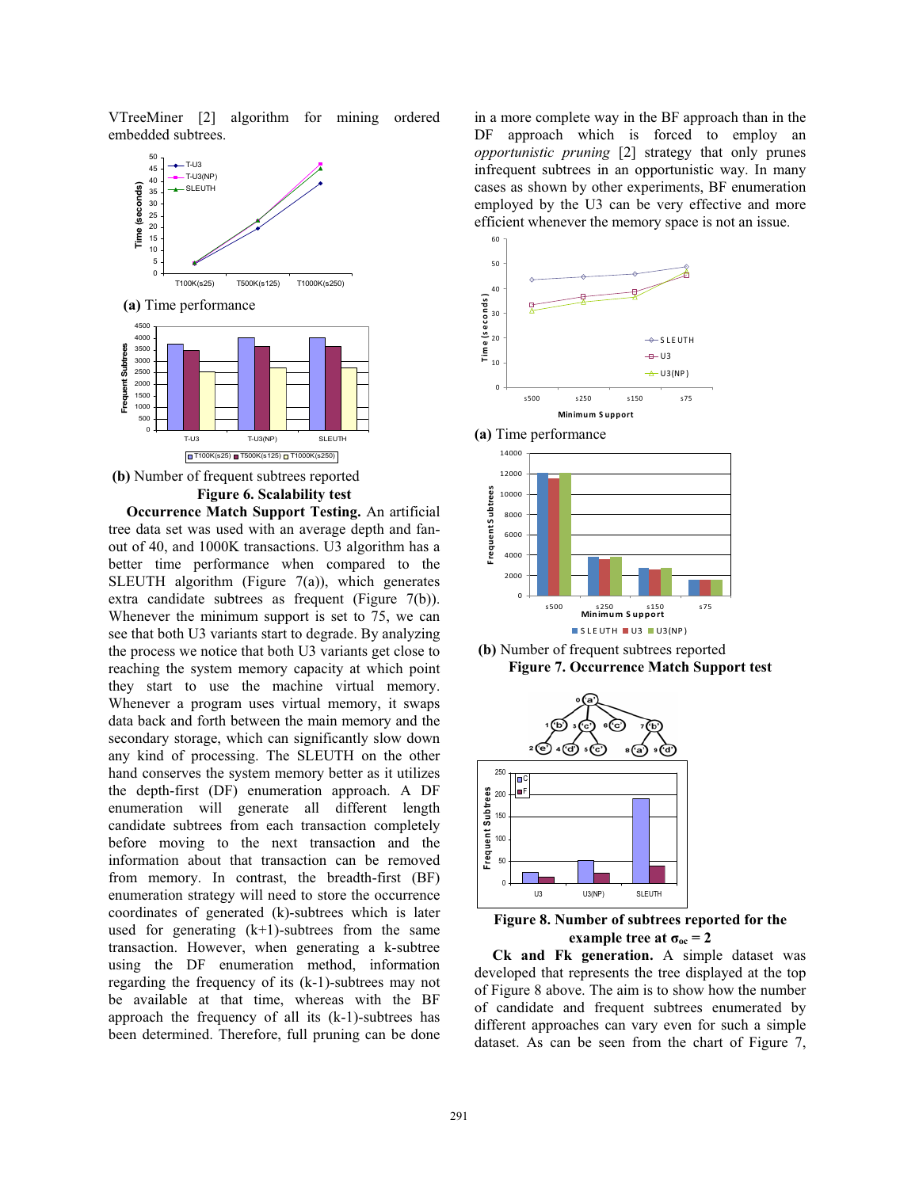VTreeMiner [2] algorithm for mining ordered embedded subtrees.

**(a)** Time performance

**(b)** Number of frequent subtrees reported

**Figure 6. Scalability test**

**Occurrence Match Support Testing.** An artificial tree data set was used with an average depth and fan-out of 40, and 1000K transactions. U3 algorithm has a better time performance when compared to the SLEUTH algorithm (Figure 7(a)), which generates extra candidate subtrees as frequent (Figure 7(b)). Whenever the minimum support is set to 75, we can see that both U3 variants start to degrade. By analyzing the process we notice that both U3 variants get close to reaching the system memory capacity at which point they start to use the machine virtual memory. Whenever a program uses virtual memory, it swaps data back and forth between the main memory and the secondary storage, which can significantly slow down any kind of processing. The SLEUTH on the other hand conserves the system memory better as it utilizes the depth-first (DF) enumeration approach. A DF enumeration will generate all different length candidate subtrees from each transaction completely before moving to the next transaction and the information about that transaction can be removed from memory. In contrast, the breadth-first (BF) enumeration strategy will need to store the occurrence coordinates of generated (k)-subtrees which is later used for generating (k+1)-subtrees from the same transaction. However, when generating a k-subtree using the DF enumeration method, information regarding the frequency of its (k-1)-subtrees may not be available at that time, whereas with the BF approach the frequency of all its (k-1)-subtrees has been determined. Therefore, full pruning can be done in a more complete way in the BF approach than in the DF approach which is forced to employ an *opportunistic pruning* [2] strategy that only prunes infrequent subtrees in an opportunistic way. In many cases as shown by other experiments, BF enumeration employed by the U3 can be very effective and more efficient whenever the memory space is not an issue.

**(a)** Time performance

**(b)** Number of frequent subtrees reported

**Figure 7. Occurrence Match Support test**

**Figure 8. Number of subtrees reported for the example tree at $\sigma_{oc} = 2$**

**Ck and Fk generation.** A simple dataset was developed that represents the tree displayed at the top of Figure 8 above. The aim is to show how the number of candidate and frequent subtrees enumerated by different approaches can vary even for such a simple dataset. As can be seen from the chart of Figure 7,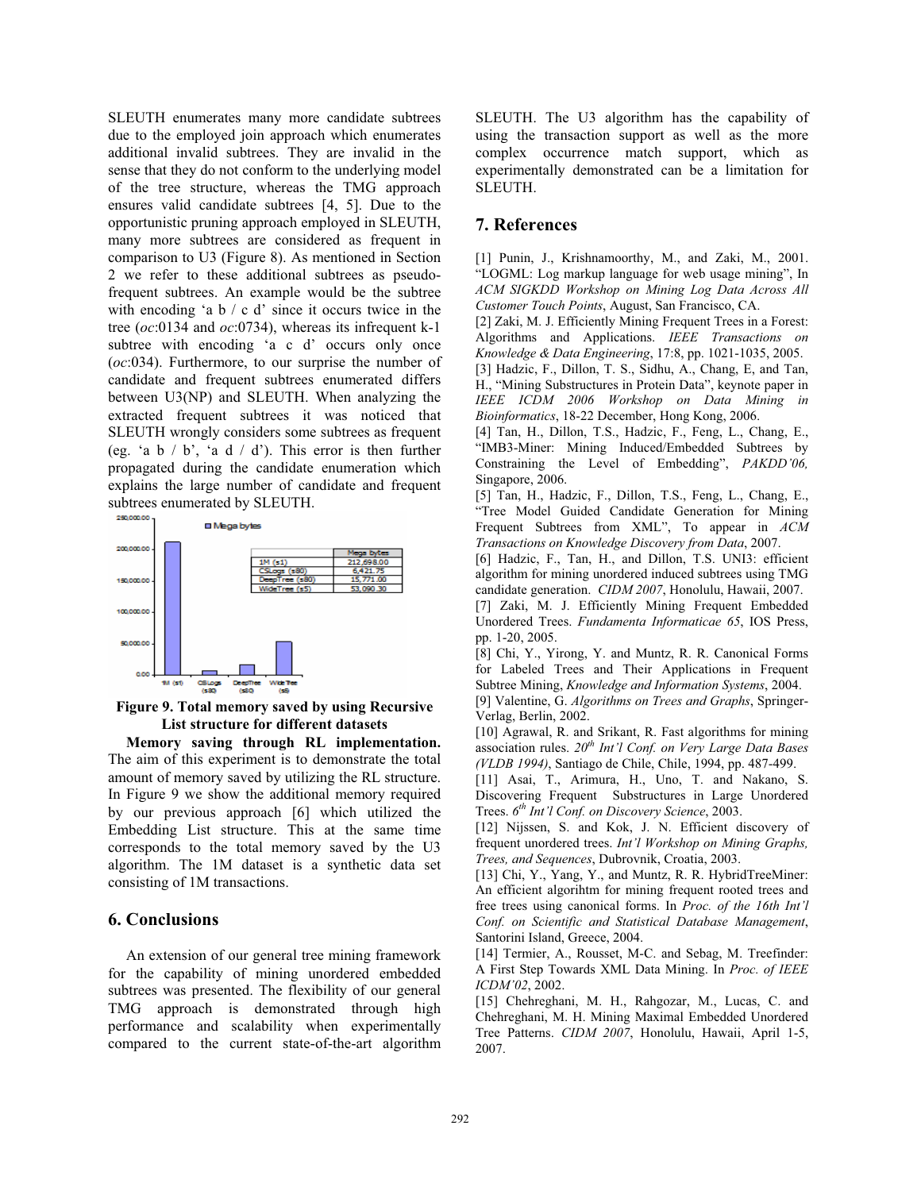SLEUTH enumerates many more candidate subtrees due to the employed join approach which enumerates additional invalid subtrees. They are invalid in the sense that they do not conform to the underlying model of the tree structure, whereas the TMG approach ensures valid candidate subtrees [4, 5]. Due to the opportunistic pruning approach employed in SLEUTH, many more subtrees are considered as frequent in comparison to U3 (Figure 8). As mentioned in Section 2 we refer to these additional subtrees as pseudo-frequent subtrees. An example would be the subtree with encoding 'a b / c d' since it occurs twice in the tree (*oc*:0134 and *oc*:0734), whereas its infrequent k-1 subtree with encoding 'a c d' occurs only once (*oc*:034). Furthermore, to our surprise the number of candidate and frequent subtrees enumerated differs between U3(NP) and SLEUTH. When analyzing the extracted frequent subtrees it was noticed that SLEUTH wrongly considers some subtrees as frequent (eg. 'a b / b', 'a d / d'). This error is then further propagated during the candidate enumeration which explains the large number of candidate and frequent subtrees enumerated by SLEUTH.

Mega bytes

250,000.00
200,000.00
150,000.00
100,000.00
50,000.00
0.00

Mega bytes
1M (s1) 212,698.00
CSLogs (s80) 6,421.75
DeepTree (s80) 15,771.00
WideTree (s5) 53,090.30

1M (s1)
CSLogs (s80)
DeepTree (s80)
WideTree (s5)

**Figure 9. Total memory saved by using Recursive List structure for different datasets**

**Memory saving through RL implementation.** The aim of this experiment is to demonstrate the total amount of memory saved by utilizing the RL structure. In Figure 9 we show the additional memory required by our previous approach [6] which utilized the Embedding List structure. This at the same time corresponds to the total memory saved by the U3 algorithm. The 1M dataset is a synthetic data set consisting of 1M transactions.

## 6. Conclusions

An extension of our general tree mining framework for the capability of mining unordered embedded subtrees was presented. The flexibility of our general TMG approach is demonstrated through high performance and scalability when experimentally compared to the current state-of-the-art algorithm SLEUTH. The U3 algorithm has the capability of using the transaction support as well as the more complex occurrence match support, which as experimentally demonstrated can be a limitation for SLEUTH.

## 7. References

[1] Punin, J., Krishnamoorthy, M., and Zaki, M., 2001. "LOGML: Log markup language for web usage mining", In *ACM SIGKDD Workshop on Mining Log Data Across All Customer Touch Points*, August, San Francisco, CA.

[2] Zaki, M. J. Efficiently Mining Frequent Trees in a Forest: Algorithms and Applications. *IEEE Transactions on Knowledge & Data Engineering*, 17:8, pp. 1021-1035, 2005.

[3] Hadzic, F., Dillon, T. S., Sidhu, A., Chang, E, and Tan, H., "Mining Substructures in Protein Data", keynote paper in *IEEE ICDM 2006 Workshop on Data Mining in Bioinformatics*, 18-22 December, Hong Kong, 2006.

[4] Tan, H., Dillon, T.S., Hadzic, F., Feng, L., Chang, E., "IMB3-Miner: Mining Induced/Embedded Subtrees by Constraining the Level of Embedding", *PAKDD'06,* Singapore, 2006.

[5] Tan, H., Hadzic, F., Dillon, T.S., Feng, L., Chang, E., "Tree Model Guided Candidate Generation for Mining Frequent Subtrees from XML", To appear in *ACM Transactions on Knowledge Discovery from Data*, 2007.

[6] Hadzic, F., Tan, H., and Dillon, T.S. UNI3: efficient algorithm for mining unordered induced subtrees using TMG candidate generation. *CIDM 2007*, Honolulu, Hawaii, 2007.

[7] Zaki, M. J. Efficiently Mining Frequent Embedded Unordered Trees. *Fundamenta Informaticae 65*, IOS Press, pp. 1-20, 2005.

[8] Chi, Y., Yirong, Y. and Muntz, R. R. Canonical Forms for Labeled Trees and Their Applications in Frequent Subtree Mining, *Knowledge and Information Systems*, 2004.

[9] Valentine, G. *Algorithms on Trees and Graphs*, Springer-Verlag, Berlin, 2002.

[10] Agrawal, R. and Srikant, R. Fast algorithms for mining association rules. *20th Int'l Conf. on Very Large Data Bases (VLDB 1994)*, Santiago de Chile, Chile, 1994, pp. 487-499.

[11] Asai, T., Arimura, H., Uno, T. and Nakano, S. Discovering Frequent Substructures in Large Unordered Trees. *6th Int'l Conf. on Discovery Science*, 2003.

[12] Nijssen, S. and Kok, J. N. Efficient discovery of frequent unordered trees. *Int'l Workshop on Mining Graphs, Trees, and Sequences*, Dubrovnik, Croatia, 2003.

[13] Chi, Y., Yang, Y., and Muntz, R. R. HybridTreeMiner: An efficient algorihtm for mining frequent rooted trees and free trees using canonical forms. In *Proc. of the 16th Int'l Conf. on Scientific and Statistical Database Management*, Santorini Island, Greece, 2004.

[14] Termier, A., Rousset, M-C. and Sebag, M. Treefinder: A First Step Towards XML Data Mining. In *Proc. of IEEE ICDM'02*, 2002.

[15] Chehreghani, M. H., Rahgozar, M., Lucas, C. and Chehreghani, M. H. Mining Maximal Embedded Unordered Tree Patterns. *CIDM 2007*, Honolulu, Hawaii, April 1-5, 2007.